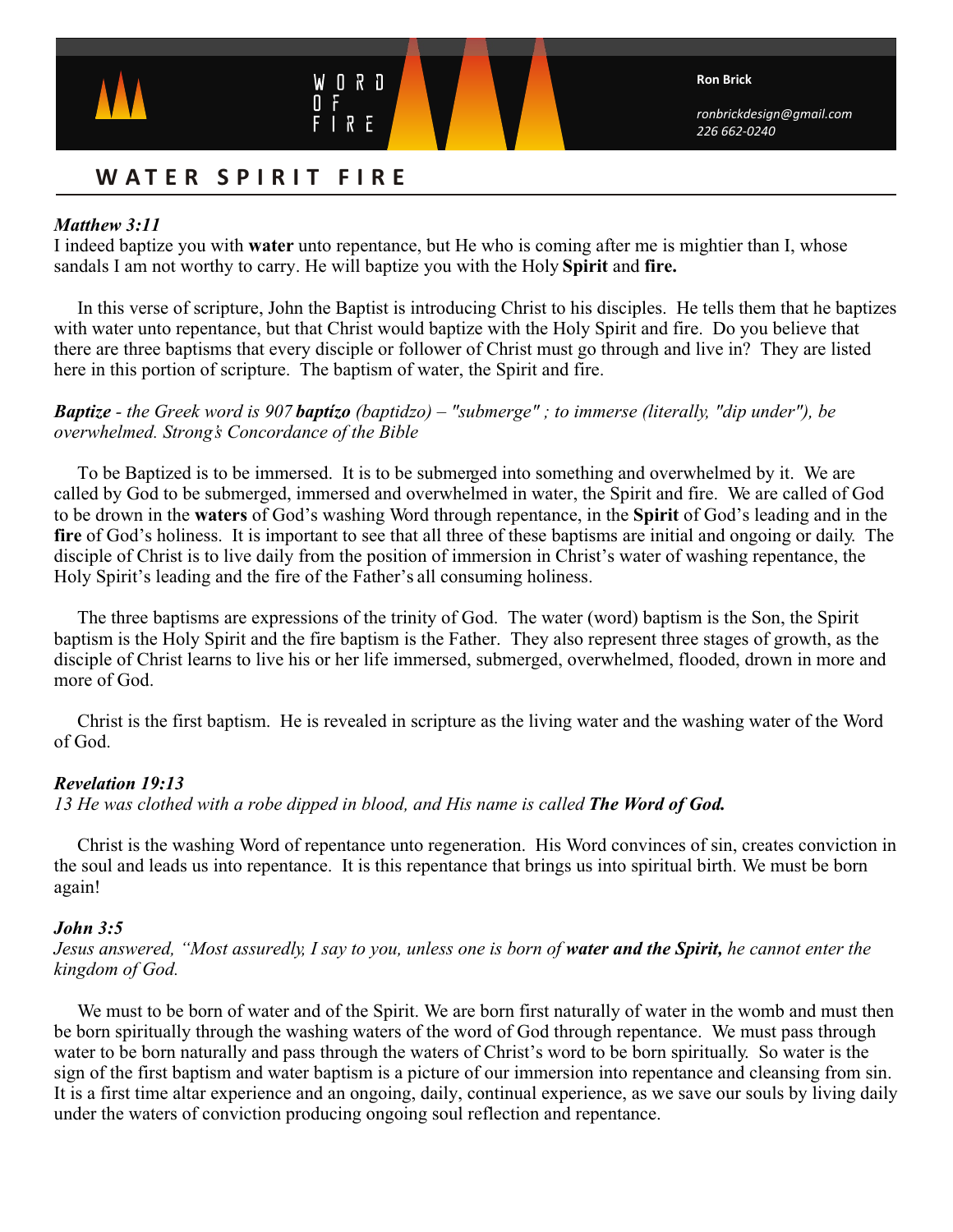WORD OF FIRE

**Ron Brick**

*ronbrickdesign@gmail.com*
*226 662-0240*

## WATER SPIRIT FIRE

***Matthew 3:11***
I indeed baptize you with **water** unto repentance, but He who is coming after me is mightier than I, whose sandals I am not worthy to carry. He will baptize you with the Holy **Spirit** and **fire.**

In this verse of scripture, John the Baptist is introducing Christ to his disciples. He tells them that he baptizes with water unto repentance, but that Christ would baptize with the Holy Spirit and fire. Do you believe that there are three baptisms that every disciple or follower of Christ must go through and live in? They are listed here in this portion of scripture. The baptism of water, the Spirit and fire.

***Baptize*** *- the Greek word is 907* ***baptízo*** *(baptidzo) – "submerge" ; to immerse (literally, "dip under"), be overwhelmed. Strong's Concordance of the Bible*

To be Baptized is to be immersed. It is to be submerged into something and overwhelmed by it. We are called by God to be submerged, immersed and overwhelmed in water, the Spirit and fire. We are called of God to be drown in the **waters** of God's washing Word through repentance, in the **Spirit** of God's leading and in the **fire** of God's holiness. It is important to see that all three of these baptisms are initial and ongoing or daily. The disciple of Christ is to live daily from the position of immersion in Christ's water of washing repentance, the Holy Spirit's leading and the fire of the Father's all consuming holiness.

The three baptisms are expressions of the trinity of God. The water (word) baptism is the Son, the Spirit baptism is the Holy Spirit and the fire baptism is the Father. They also represent three stages of growth, as the disciple of Christ learns to live his or her life immersed, submerged, overwhelmed, flooded, drown in more and more of God.

Christ is the first baptism. He is revealed in scripture as the living water and the washing water of the Word of God.

***Revelation 19:13***
*13 He was clothed with a robe dipped in blood, and His name is called* ***The Word of God.***

Christ is the washing Word of repentance unto regeneration. His Word convinces of sin, creates conviction in the soul and leads us into repentance. It is this repentance that brings us into spiritual birth. We must be born again!

***John 3:5***
*Jesus answered, "Most assuredly, I say to you, unless one is born of* ***water and the Spirit,*** *he cannot enter the kingdom of God.*

We must to be born of water and of the Spirit. We are born first naturally of water in the womb and must then be born spiritually through the washing waters of the word of God through repentance. We must pass through water to be born naturally and pass through the waters of Christ's word to be born spiritually. So water is the sign of the first baptism and water baptism is a picture of our immersion into repentance and cleansing from sin. It is a first time altar experience and an ongoing, daily, continual experience, as we save our souls by living daily under the waters of conviction producing ongoing soul reflection and repentance.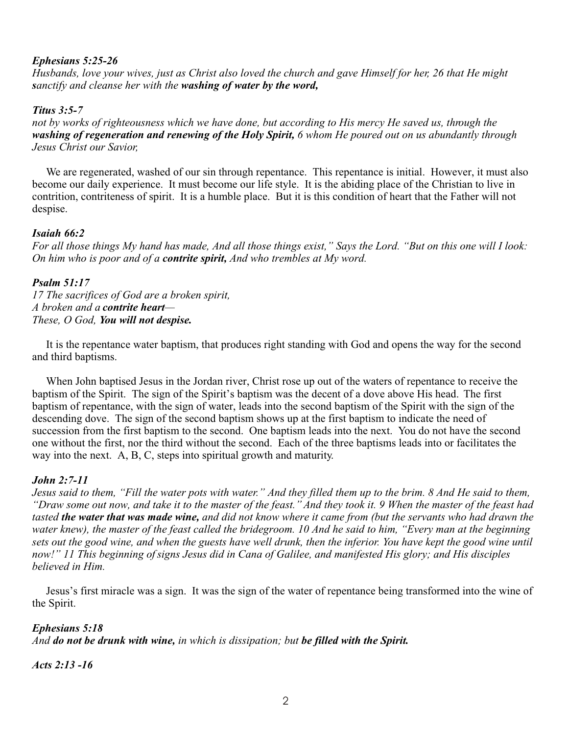***Ephesians 5:25-26***
*Husbands, love your wives, just as Christ also loved the church and gave Himself for her, 26 that He might sanctify and cleanse her with the* ***washing of water by the word,***

***Titus 3:5-7***
*not by works of righteousness which we have done, but according to His mercy He saved us, through the* ***washing of regeneration and renewing of the Holy Spirit,*** *6 whom He poured out on us abundantly through Jesus Christ our Savior,*

We are regenerated, washed of our sin through repentance. This repentance is initial. However, it must also become our daily experience. It must become our life style. It is the abiding place of the Christian to live in contrition, contriteness of spirit. It is a humble place. But it is this condition of heart that the Father will not despise.

***Isaiah 66:2***
*For all those things My hand has made, And all those things exist," Says the Lord. "But on this one will I look: On him who is poor and of a* ***contrite spirit,*** *And who trembles at My word.*

***Psalm 51:17***
*17 The sacrifices of God are a broken spirit,*
*A broken and a* ***contrite heart****—*
*These, O God,* ***You will not despise.***

It is the repentance water baptism, that produces right standing with God and opens the way for the second and third baptisms.

When John baptised Jesus in the Jordan river, Christ rose up out of the waters of repentance to receive the baptism of the Spirit. The sign of the Spirit's baptism was the decent of a dove above His head. The first baptism of repentance, with the sign of water, leads into the second baptism of the Spirit with the sign of the descending dove. The sign of the second baptism shows up at the first baptism to indicate the need of succession from the first baptism to the second. One baptism leads into the next. You do not have the second one without the first, nor the third without the second. Each of the three baptisms leads into or facilitates the way into the next. A, B, C, steps into spiritual growth and maturity.

***John 2:7-11***
*Jesus said to them, "Fill the water pots with water." And they filled them up to the brim. 8 And He said to them, "Draw some out now, and take it to the master of the feast." And they took it. 9 When the master of the feast had tasted* ***the water that was made wine,*** *and did not know where it came from (but the servants who had drawn the water knew), the master of the feast called the bridegroom. 10 And he said to him, "Every man at the beginning sets out the good wine, and when the guests have well drunk, then the inferior. You have kept the good wine until now!" 11 This beginning of signs Jesus did in Cana of Galilee, and manifested His glory; and His disciples believed in Him.*

Jesus's first miracle was a sign. It was the sign of the water of repentance being transformed into the wine of the Spirit.

***Ephesians 5:18***
*And* ***do not be drunk with wine,*** *in which is dissipation; but* ***be filled with the Spirit.***

***Acts 2:13 -16***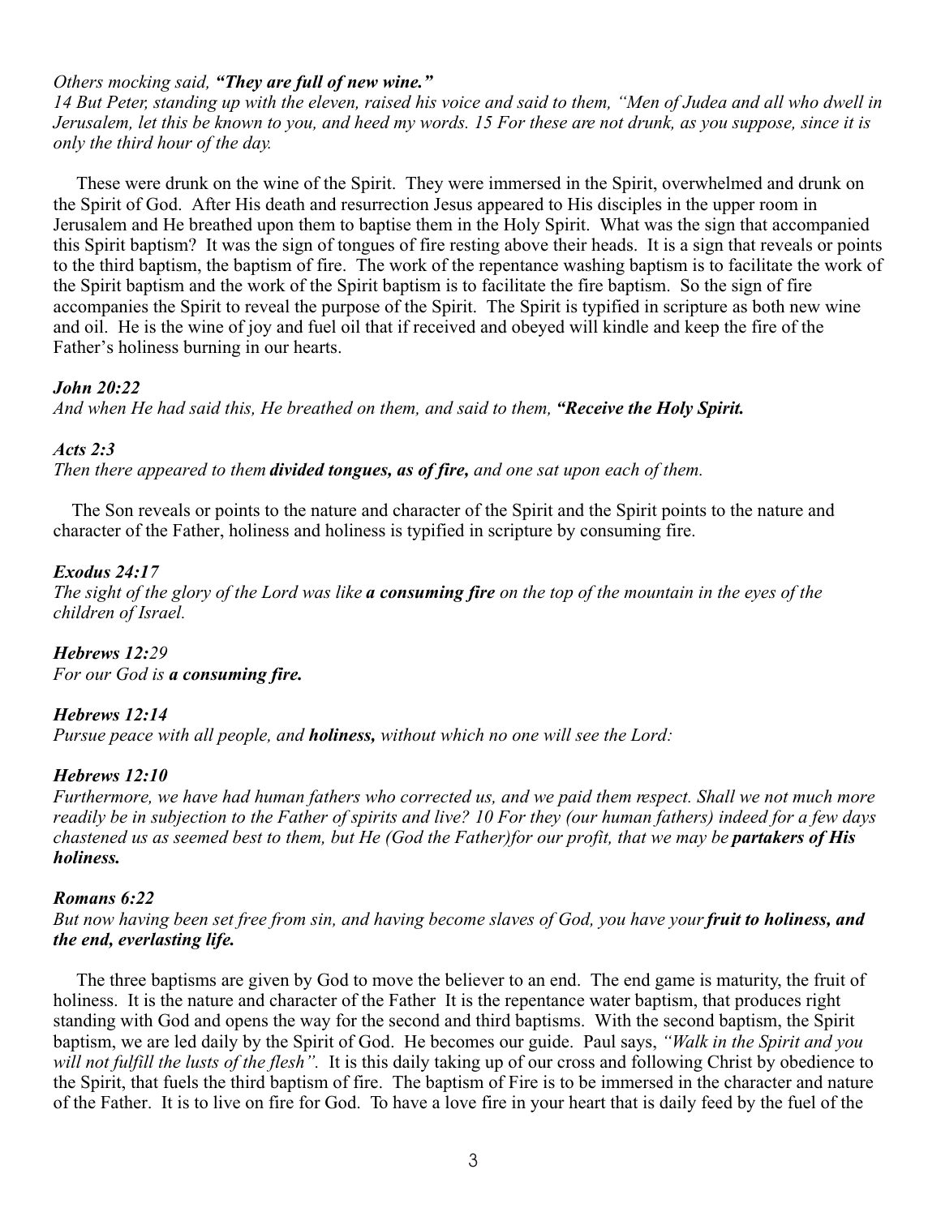*Others mocking said, **"They are full of new wine."***
*14 But Peter, standing up with the eleven, raised his voice and said to them, "Men of Judea and all who dwell in Jerusalem, let this be known to you, and heed my words. 15 For these are not drunk, as you suppose, since it is only the third hour of the day.*

These were drunk on the wine of the Spirit. They were immersed in the Spirit, overwhelmed and drunk on the Spirit of God. After His death and resurrection Jesus appeared to His disciples in the upper room in Jerusalem and He breathed upon them to baptise them in the Holy Spirit. What was the sign that accompanied this Spirit baptism? It was the sign of tongues of fire resting above their heads. It is a sign that reveals or points to the third baptism, the baptism of fire. The work of the repentance washing baptism is to facilitate the work of the Spirit baptism and the work of the Spirit baptism is to facilitate the fire baptism. So the sign of fire accompanies the Spirit to reveal the purpose of the Spirit. The Spirit is typified in scripture as both new wine and oil. He is the wine of joy and fuel oil that if received and obeyed will kindle and keep the fire of the Father's holiness burning in our hearts.

***John 20:22***
*And when He had said this, He breathed on them, and said to them, **"Receive the Holy Spirit.***

***Acts 2:3***
*Then there appeared to them **divided tongues, as of fire,** and one sat upon each of them.*

The Son reveals or points to the nature and character of the Spirit and the Spirit points to the nature and character of the Father, holiness and holiness is typified in scripture by consuming fire.

***Exodus 24:17***
*The sight of the glory of the Lord was like **a consuming fire** on the top of the mountain in the eyes of the children of Israel.*

***Hebrews 12:**29*
*For our God is **a consuming fire.***

***Hebrews 12:14***
*Pursue peace with all people, and **holiness,** without which no one will see the Lord:*

***Hebrews 12:10***
*Furthermore, we have had human fathers who corrected us, and we paid them respect. Shall we not much more readily be in subjection to the Father of spirits and live? 10 For they (our human fathers) indeed for a few days chastened us as seemed best to them, but He (God the Father)for our profit, that we may be **partakers of His holiness.***

***Romans 6:22***
*But now having been set free from sin, and having become slaves of God, you have your **fruit to holiness, and the end, everlasting life.***

The three baptisms are given by God to move the believer to an end. The end game is maturity, the fruit of holiness. It is the nature and character of the Father It is the repentance water baptism, that produces right standing with God and opens the way for the second and third baptisms. With the second baptism, the Spirit baptism, we are led daily by the Spirit of God. He becomes our guide. Paul says, *"Walk in the Spirit and you will not fulfill the lusts of the flesh".* It is this daily taking up of our cross and following Christ by obedience to the Spirit, that fuels the third baptism of fire. The baptism of Fire is to be immersed in the character and nature of the Father. It is to live on fire for God. To have a love fire in your heart that is daily feed by the fuel of the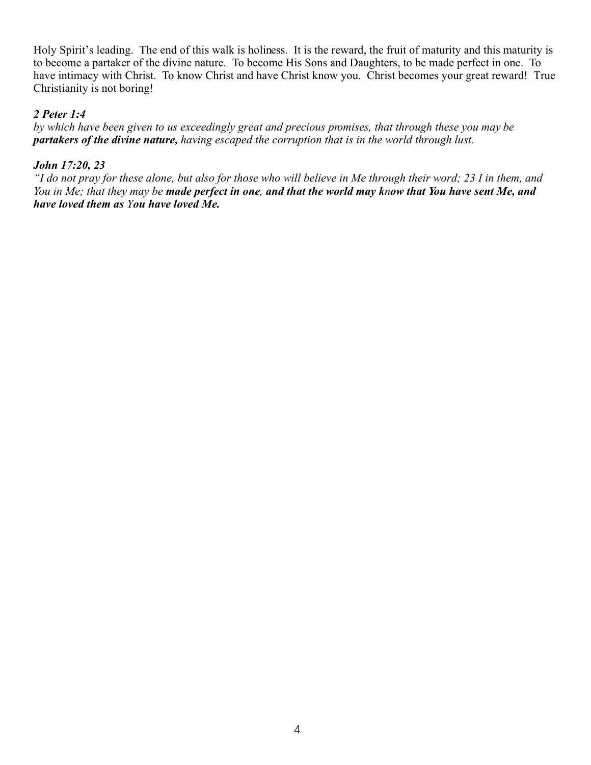Holy Spirit's leading. The end of this walk is holiness. It is the reward, the fruit of maturity and this maturity is to become a partaker of the divine nature. To become His Sons and Daughters, to be made perfect in one. To have intimacy with Christ. To know Christ and have Christ know you. Christ becomes your great reward! True Christianity is not boring!

***2 Peter 1:4***

*by which have been given to us exceedingly great and precious promises, that through these you may be* ***partakers of the divine nature,*** *having escaped the corruption that is in the world through lust.*

***John 17:20, 23***

*"I do not pray for these alone, but also for those who will believe in Me through their word; 23 I in them, and You in Me; that they may be* ***made perfect in one****,* ***and that the world may know that You have sent Me, and have loved them as You have loved Me.***